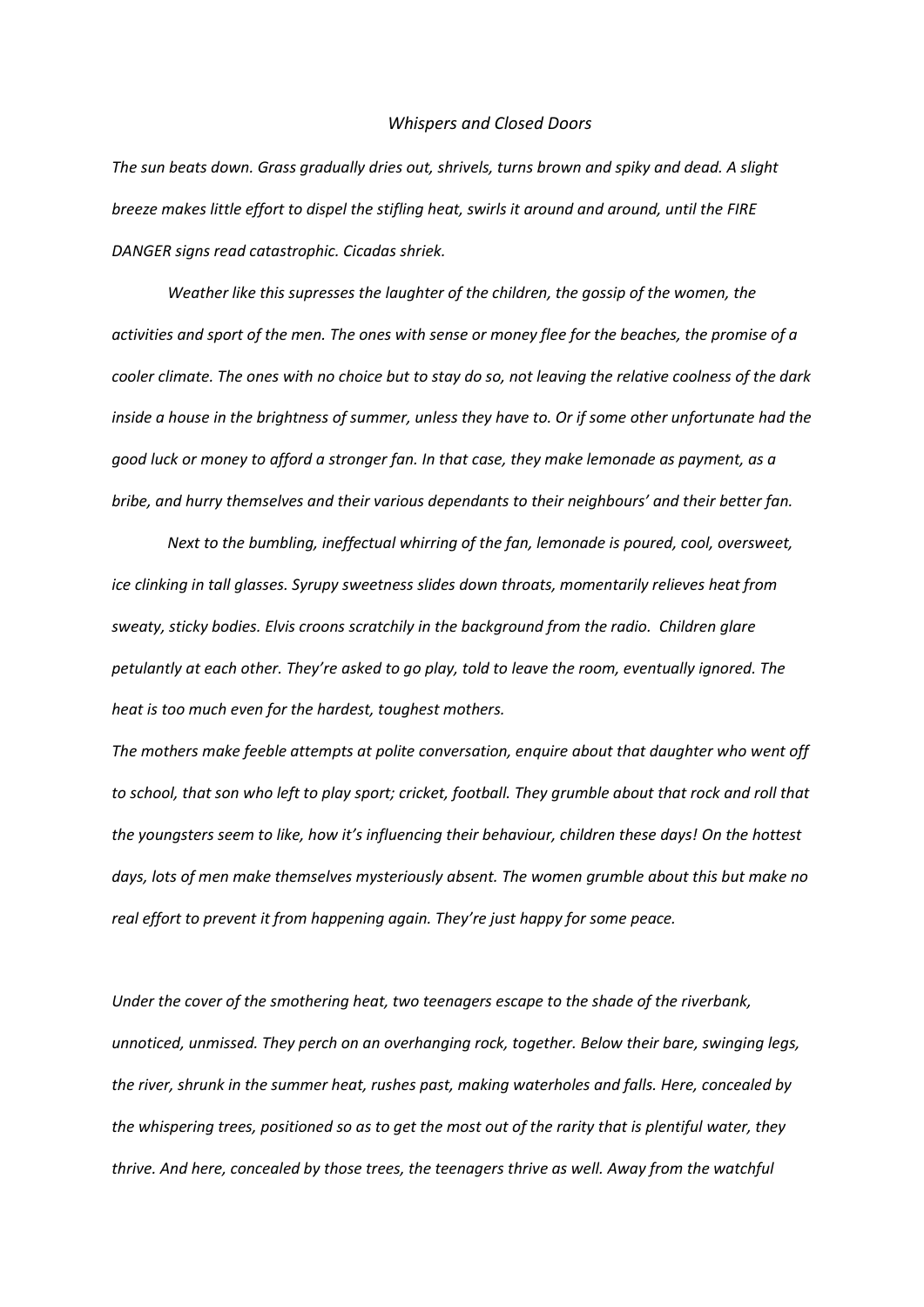*Whispers and Closed Doors*

*The sun beats down. Grass gradually dries out, shrivels, turns brown and spiky and dead. A slight breeze makes little effort to dispel the stifling heat, swirls it around and around, until the FIRE DANGER signs read catastrophic. Cicadas shriek.*

*Weather like this supresses the laughter of the children, the gossip of the women, the activities and sport of the men. The ones with sense or money flee for the beaches, the promise of a cooler climate. The ones with no choice but to stay do so, not leaving the relative coolness of the dark inside a house in the brightness of summer, unless they have to. Or if some other unfortunate had the good luck or money to afford a stronger fan. In that case, they make lemonade as payment, as a bribe, and hurry themselves and their various dependants to their neighbours' and their better fan.*

*Next to the bumbling, ineffectual whirring of the fan, lemonade is poured, cool, oversweet, ice clinking in tall glasses. Syrupy sweetness slides down throats, momentarily relieves heat from sweaty, sticky bodies. Elvis croons scratchily in the background from the radio. Children glare petulantly at each other. They're asked to go play, told to leave the room, eventually ignored. The heat is too much even for the hardest, toughest mothers.*

*The mothers make feeble attempts at polite conversation, enquire about that daughter who went off to school, that son who left to play sport; cricket, football. They grumble about that rock and roll that the youngsters seem to like, how it's influencing their behaviour, children these days! On the hottest days, lots of men make themselves mysteriously absent. The women grumble about this but make no real effort to prevent it from happening again. They're just happy for some peace.*

*Under the cover of the smothering heat, two teenagers escape to the shade of the riverbank, unnoticed, unmissed. They perch on an overhanging rock, together. Below their bare, swinging legs, the river, shrunk in the summer heat, rushes past, making waterholes and falls. Here, concealed by the whispering trees, positioned so as to get the most out of the rarity that is plentiful water, they thrive. And here, concealed by those trees, the teenagers thrive as well. Away from the watchful*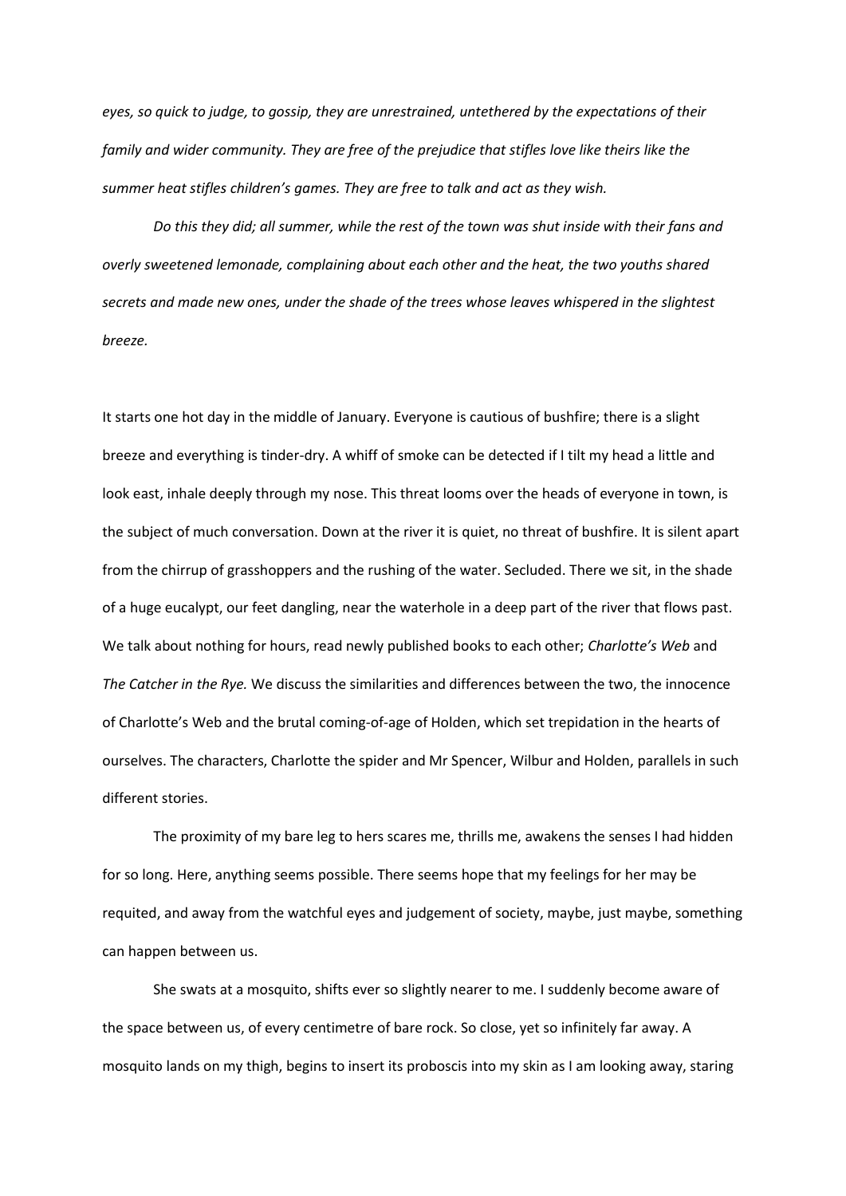*eyes, so quick to judge, to gossip, they are unrestrained, untethered by the expectations of their family and wider community. They are free of the prejudice that stifles love like theirs like the summer heat stifles children's games. They are free to talk and act as they wish.*

*Do this they did; all summer, while the rest of the town was shut inside with their fans and overly sweetened lemonade, complaining about each other and the heat, the two youths shared secrets and made new ones, under the shade of the trees whose leaves whispered in the slightest breeze.*

It starts one hot day in the middle of January. Everyone is cautious of bushfire; there is a slight breeze and everything is tinder-dry. A whiff of smoke can be detected if I tilt my head a little and look east, inhale deeply through my nose. This threat looms over the heads of everyone in town, is the subject of much conversation. Down at the river it is quiet, no threat of bushfire. It is silent apart from the chirrup of grasshoppers and the rushing of the water. Secluded. There we sit, in the shade of a huge eucalypt, our feet dangling, near the waterhole in a deep part of the river that flows past. We talk about nothing for hours, read newly published books to each other; *Charlotte's Web* and *The Catcher in the Rye.* We discuss the similarities and differences between the two, the innocence of Charlotte's Web and the brutal coming-of-age of Holden, which set trepidation in the hearts of ourselves. The characters, Charlotte the spider and Mr Spencer, Wilbur and Holden, parallels in such different stories.

The proximity of my bare leg to hers scares me, thrills me, awakens the senses I had hidden for so long. Here, anything seems possible. There seems hope that my feelings for her may be requited, and away from the watchful eyes and judgement of society, maybe, just maybe, something can happen between us.

She swats at a mosquito, shifts ever so slightly nearer to me. I suddenly become aware of the space between us, of every centimetre of bare rock. So close, yet so infinitely far away. A mosquito lands on my thigh, begins to insert its proboscis into my skin as I am looking away, staring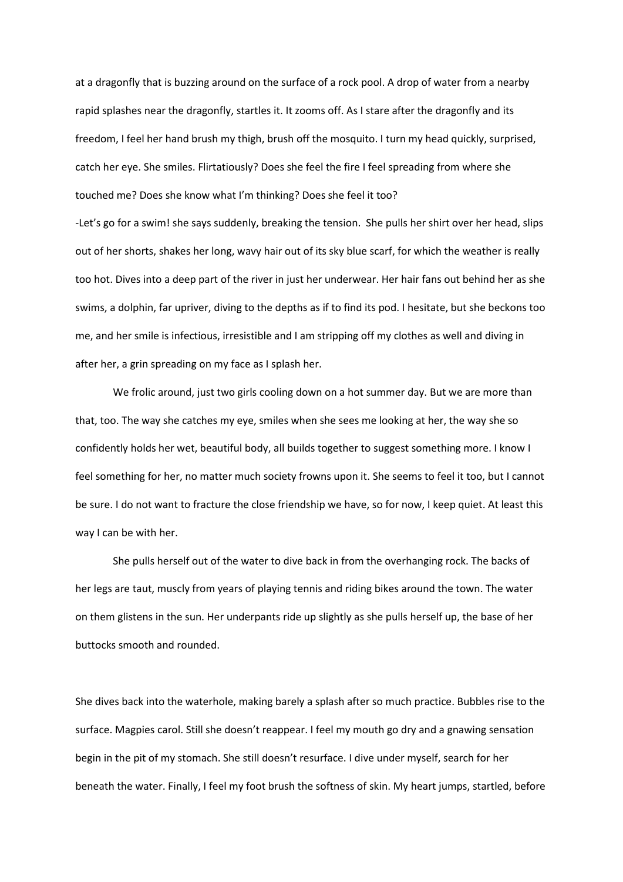at a dragonfly that is buzzing around on the surface of a rock pool. A drop of water from a nearby rapid splashes near the dragonfly, startles it. It zooms off. As I stare after the dragonfly and its freedom, I feel her hand brush my thigh, brush off the mosquito. I turn my head quickly, surprised, catch her eye. She smiles. Flirtatiously? Does she feel the fire I feel spreading from where she touched me? Does she know what I'm thinking? Does she feel it too?

-Let's go for a swim! she says suddenly, breaking the tension. She pulls her shirt over her head, slips out of her shorts, shakes her long, wavy hair out of its sky blue scarf, for which the weather is really too hot. Dives into a deep part of the river in just her underwear. Her hair fans out behind her as she swims, a dolphin, far upriver, diving to the depths as if to find its pod. I hesitate, but she beckons too me, and her smile is infectious, irresistible and I am stripping off my clothes as well and diving in after her, a grin spreading on my face as I splash her.

We frolic around, just two girls cooling down on a hot summer day. But we are more than that, too. The way she catches my eye, smiles when she sees me looking at her, the way she so confidently holds her wet, beautiful body, all builds together to suggest something more. I know I feel something for her, no matter much society frowns upon it. She seems to feel it too, but I cannot be sure. I do not want to fracture the close friendship we have, so for now, I keep quiet. At least this way I can be with her.

She pulls herself out of the water to dive back in from the overhanging rock. The backs of her legs are taut, muscly from years of playing tennis and riding bikes around the town. The water on them glistens in the sun. Her underpants ride up slightly as she pulls herself up, the base of her buttocks smooth and rounded.

She dives back into the waterhole, making barely a splash after so much practice. Bubbles rise to the surface. Magpies carol. Still she doesn't reappear. I feel my mouth go dry and a gnawing sensation begin in the pit of my stomach. She still doesn't resurface. I dive under myself, search for her beneath the water. Finally, I feel my foot brush the softness of skin. My heart jumps, startled, before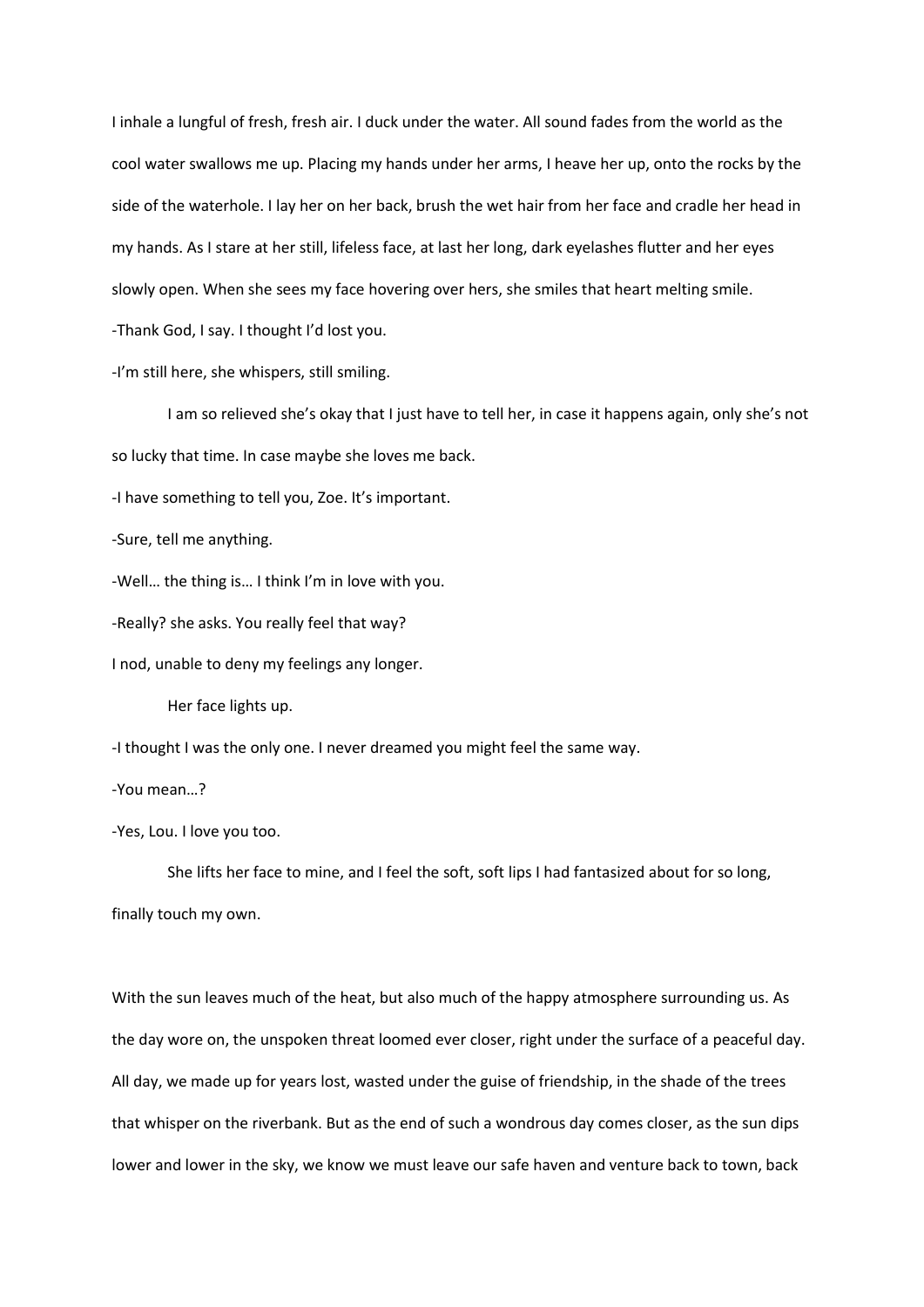I inhale a lungful of fresh, fresh air. I duck under the water. All sound fades from the world as the cool water swallows me up. Placing my hands under her arms, I heave her up, onto the rocks by the side of the waterhole. I lay her on her back, brush the wet hair from her face and cradle her head in my hands. As I stare at her still, lifeless face, at last her long, dark eyelashes flutter and her eyes slowly open. When she sees my face hovering over hers, she smiles that heart melting smile.

-Thank God, I say. I thought I'd lost you.

-I'm still here, she whispers, still smiling.

I am so relieved she's okay that I just have to tell her, in case it happens again, only she's not so lucky that time. In case maybe she loves me back.

-I have something to tell you, Zoe. It's important.

-Sure, tell me anything.

-Well… the thing is… I think I'm in love with you.

-Really? she asks. You really feel that way?

I nod, unable to deny my feelings any longer.

Her face lights up.

-I thought I was the only one. I never dreamed you might feel the same way.

-You mean…?

-Yes, Lou. I love you too.

She lifts her face to mine, and I feel the soft, soft lips I had fantasized about for so long, finally touch my own.

With the sun leaves much of the heat, but also much of the happy atmosphere surrounding us. As the day wore on, the unspoken threat loomed ever closer, right under the surface of a peaceful day. All day, we made up for years lost, wasted under the guise of friendship, in the shade of the trees that whisper on the riverbank. But as the end of such a wondrous day comes closer, as the sun dips lower and lower in the sky, we know we must leave our safe haven and venture back to town, back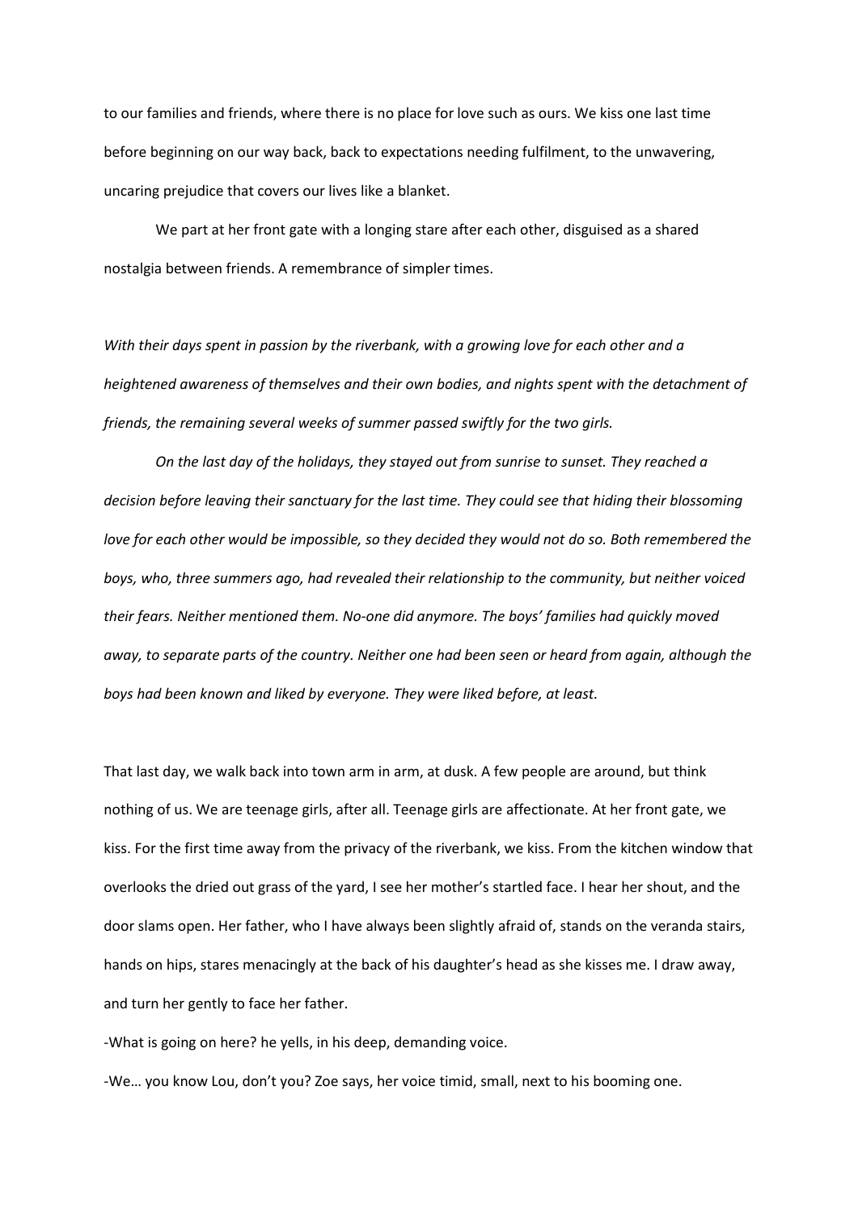to our families and friends, where there is no place for love such as ours. We kiss one last time before beginning on our way back, back to expectations needing fulfilment, to the unwavering, uncaring prejudice that covers our lives like a blanket.

We part at her front gate with a longing stare after each other, disguised as a shared nostalgia between friends. A remembrance of simpler times.

*With their days spent in passion by the riverbank, with a growing love for each other and a heightened awareness of themselves and their own bodies, and nights spent with the detachment of friends, the remaining several weeks of summer passed swiftly for the two girls.*

*On the last day of the holidays, they stayed out from sunrise to sunset. They reached a decision before leaving their sanctuary for the last time. They could see that hiding their blossoming love for each other would be impossible, so they decided they would not do so. Both remembered the boys, who, three summers ago, had revealed their relationship to the community, but neither voiced their fears. Neither mentioned them. No-one did anymore. The boys' families had quickly moved away, to separate parts of the country. Neither one had been seen or heard from again, although the boys had been known and liked by everyone. They were liked before, at least.*

That last day, we walk back into town arm in arm, at dusk. A few people are around, but think nothing of us. We are teenage girls, after all. Teenage girls are affectionate. At her front gate, we kiss. For the first time away from the privacy of the riverbank, we kiss. From the kitchen window that overlooks the dried out grass of the yard, I see her mother's startled face. I hear her shout, and the door slams open. Her father, who I have always been slightly afraid of, stands on the veranda stairs, hands on hips, stares menacingly at the back of his daughter's head as she kisses me. I draw away, and turn her gently to face her father.

-What is going on here? he yells, in his deep, demanding voice.

-We… you know Lou, don't you? Zoe says, her voice timid, small, next to his booming one.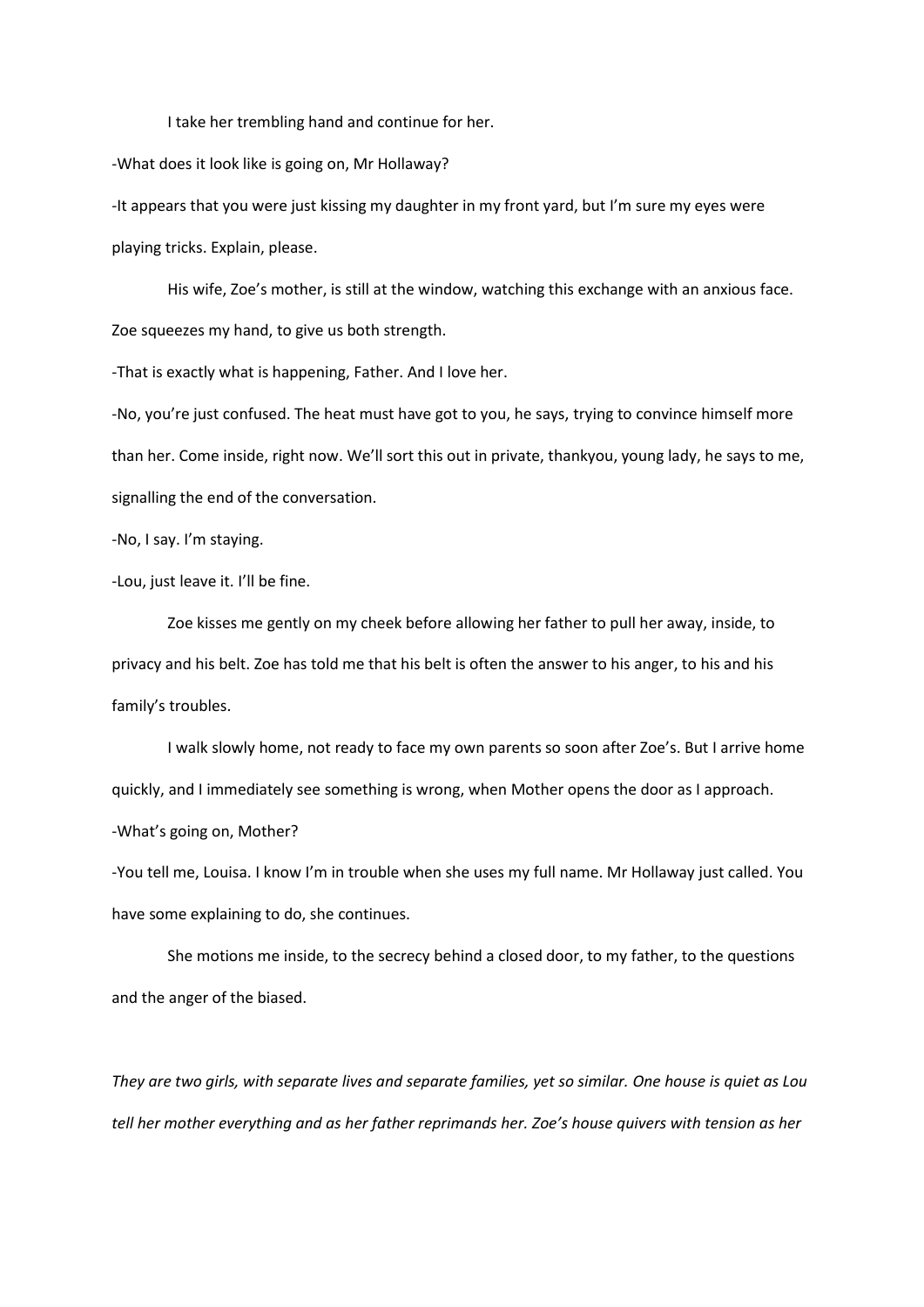I take her trembling hand and continue for her.

-What does it look like is going on, Mr Hollaway?

-It appears that you were just kissing my daughter in my front yard, but I'm sure my eyes were playing tricks. Explain, please.

His wife, Zoe's mother, is still at the window, watching this exchange with an anxious face. Zoe squeezes my hand, to give us both strength.

-That is exactly what is happening, Father. And I love her.

-No, you're just confused. The heat must have got to you, he says, trying to convince himself more than her. Come inside, right now. We'll sort this out in private, thankyou, young lady, he says to me, signalling the end of the conversation.

-No, I say. I'm staying.

-Lou, just leave it. I'll be fine.

Zoe kisses me gently on my cheek before allowing her father to pull her away, inside, to privacy and his belt. Zoe has told me that his belt is often the answer to his anger, to his and his family's troubles.

I walk slowly home, not ready to face my own parents so soon after Zoe's. But I arrive home quickly, and I immediately see something is wrong, when Mother opens the door as I approach.

-What's going on, Mother?

-You tell me, Louisa. I know I'm in trouble when she uses my full name. Mr Hollaway just called. You have some explaining to do, she continues.

She motions me inside, to the secrecy behind a closed door, to my father, to the questions and the anger of the biased.

*They are two girls, with separate lives and separate families, yet so similar. One house is quiet as Lou tell her mother everything and as her father reprimands her. Zoe's house quivers with tension as her*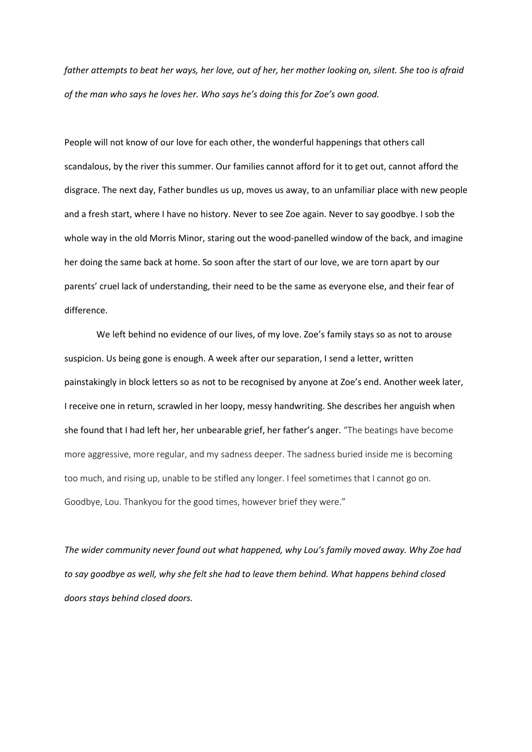*father attempts to beat her ways, her love, out of her, her mother looking on, silent. She too is afraid of the man who says he loves her. Who says he's doing this for Zoe's own good.*

People will not know of our love for each other, the wonderful happenings that others call scandalous, by the river this summer. Our families cannot afford for it to get out, cannot afford the disgrace. The next day, Father bundles us up, moves us away, to an unfamiliar place with new people and a fresh start, where I have no history. Never to see Zoe again. Never to say goodbye. I sob the whole way in the old Morris Minor, staring out the wood-panelled window of the back, and imagine her doing the same back at home. So soon after the start of our love, we are torn apart by our parents' cruel lack of understanding, their need to be the same as everyone else, and their fear of difference.

We left behind no evidence of our lives, of my love. Zoe's family stays so as not to arouse suspicion. Us being gone is enough. A week after our separation, I send a letter, written painstakingly in block letters so as not to be recognised by anyone at Zoe's end. Another week later, I receive one in return, scrawled in her loopy, messy handwriting. She describes her anguish when she found that I had left her, her unbearable grief, her father's anger. "The beatings have become more aggressive, more regular, and my sadness deeper. The sadness buried inside me is becoming too much, and rising up, unable to be stifled any longer. I feel sometimes that I cannot go on. Goodbye, Lou. Thankyou for the good times, however brief they were."

*The wider community never found out what happened, why Lou's family moved away. Why Zoe had to say goodbye as well, why she felt she had to leave them behind. What happens behind closed doors stays behind closed doors.*